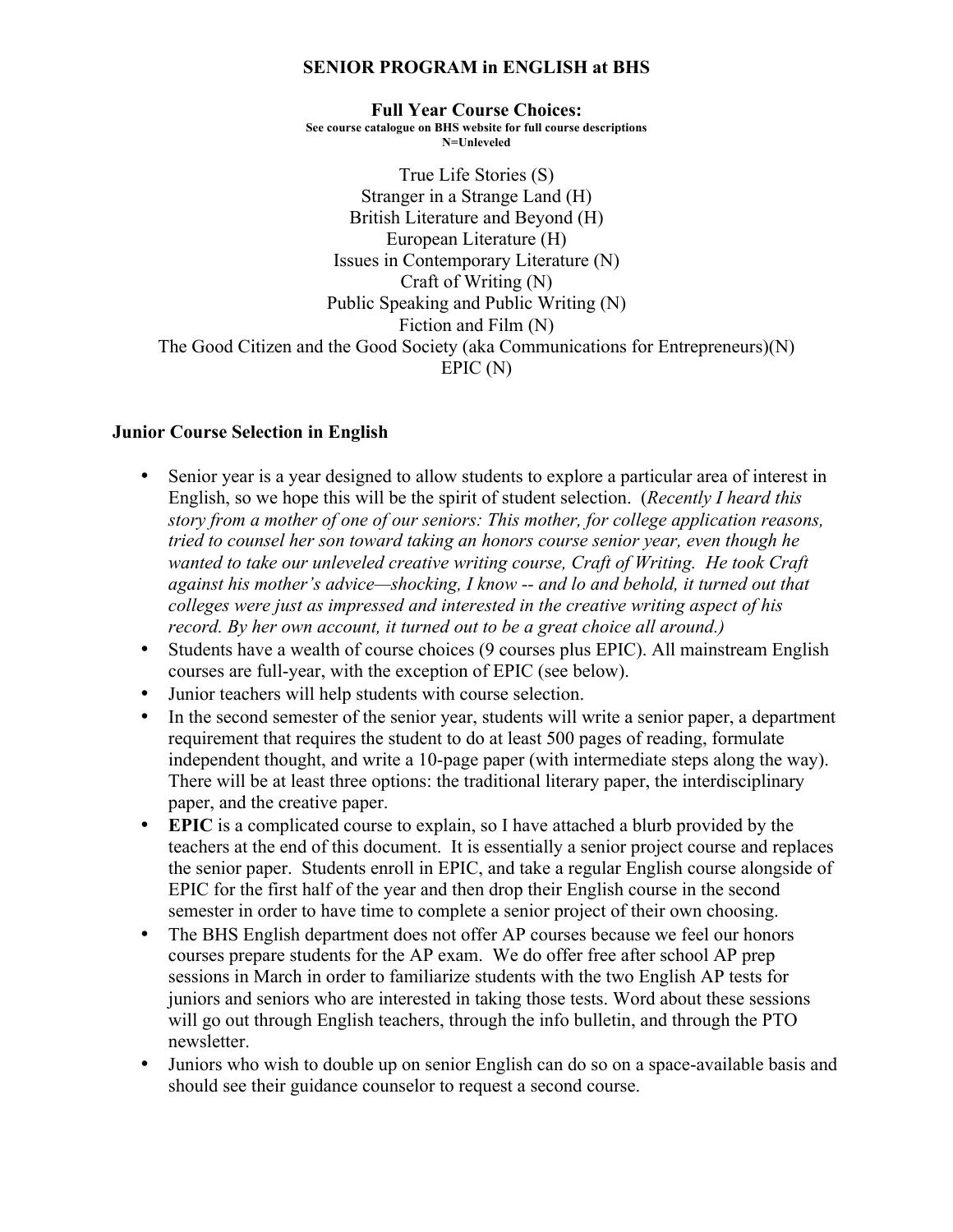# SENIOR PROGRAM in ENGLISH at BHS

## Full Year Course Choices:

**See course catalogue on BHS website for full course descriptions**
**N=Unleveled**

True Life Stories (S)
Stranger in a Strange Land (H)
British Literature and Beyond (H)
European Literature (H)
Issues in Contemporary Literature (N)
Craft of Writing (N)
Public Speaking and Public Writing (N)
Fiction and Film (N)
The Good Citizen and the Good Society (aka Communications for Entrepreneurs)(N)
EPIC (N)

### Junior Course Selection in English

- Senior year is a year designed to allow students to explore a particular area of interest in English, so we hope this will be the spirit of student selection. (*Recently I heard this story from a mother of one of our seniors: This mother, for college application reasons, tried to counsel her son toward taking an honors course senior year, even though he wanted to take our unleveled creative writing course, Craft of Writing. He took Craft against his mother's advice—shocking, I know -- and lo and behold, it turned out that colleges were just as impressed and interested in the creative writing aspect of his record. By her own account, it turned out to be a great choice all around.)*
- Students have a wealth of course choices (9 courses plus EPIC). All mainstream English courses are full-year, with the exception of EPIC (see below).
- Junior teachers will help students with course selection.
- In the second semester of the senior year, students will write a senior paper, a department requirement that requires the student to do at least 500 pages of reading, formulate independent thought, and write a 10-page paper (with intermediate steps along the way). There will be at least three options: the traditional literary paper, the interdisciplinary paper, and the creative paper.
- **EPIC** is a complicated course to explain, so I have attached a blurb provided by the teachers at the end of this document. It is essentially a senior project course and replaces the senior paper. Students enroll in EPIC, and take a regular English course alongside of EPIC for the first half of the year and then drop their English course in the second semester in order to have time to complete a senior project of their own choosing.
- The BHS English department does not offer AP courses because we feel our honors courses prepare students for the AP exam. We do offer free after school AP prep sessions in March in order to familiarize students with the two English AP tests for juniors and seniors who are interested in taking those tests. Word about these sessions will go out through English teachers, through the info bulletin, and through the PTO newsletter.
- Juniors who wish to double up on senior English can do so on a space-available basis and should see their guidance counselor to request a second course.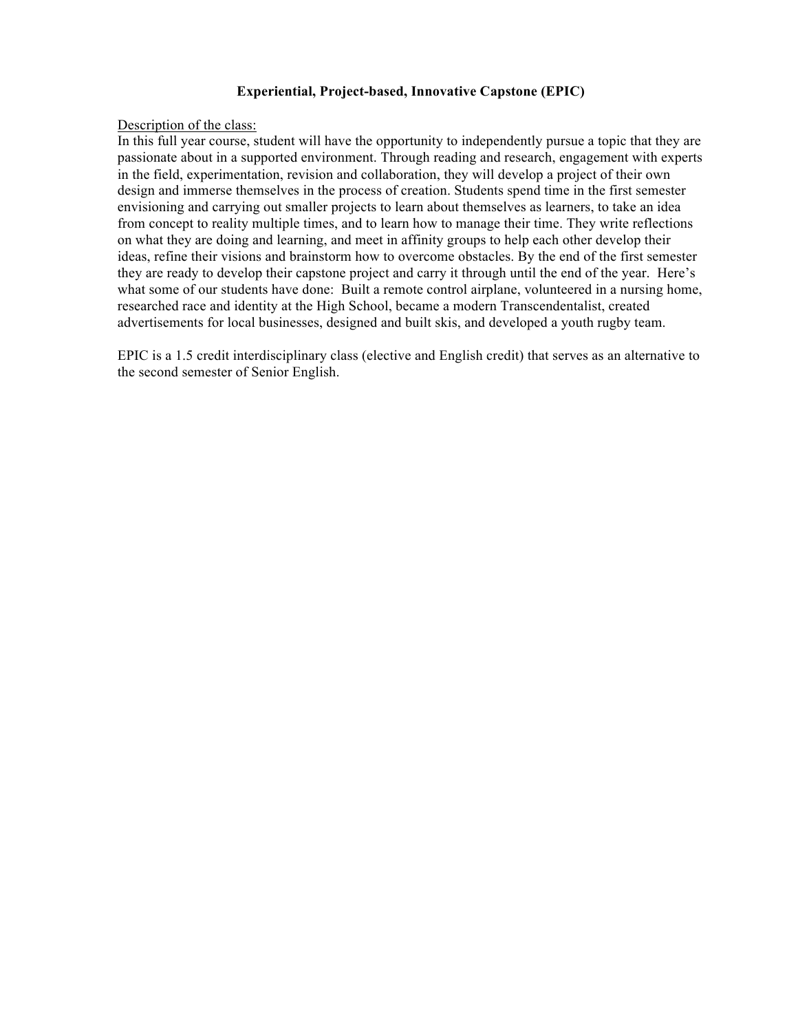**Experiential, Project-based, Innovative Capstone (EPIC)**

Description of the class:

In this full year course, student will have the opportunity to independently pursue a topic that they are passionate about in a supported environment. Through reading and research, engagement with experts in the field, experimentation, revision and collaboration, they will develop a project of their own design and immerse themselves in the process of creation. Students spend time in the first semester envisioning and carrying out smaller projects to learn about themselves as learners, to take an idea from concept to reality multiple times, and to learn how to manage their time. They write reflections on what they are doing and learning, and meet in affinity groups to help each other develop their ideas, refine their visions and brainstorm how to overcome obstacles. By the end of the first semester they are ready to develop their capstone project and carry it through until the end of the year. Here's what some of our students have done: Built a remote control airplane, volunteered in a nursing home, researched race and identity at the High School, became a modern Transcendentalist, created advertisements for local businesses, designed and built skis, and developed a youth rugby team.

EPIC is a 1.5 credit interdisciplinary class (elective and English credit) that serves as an alternative to the second semester of Senior English.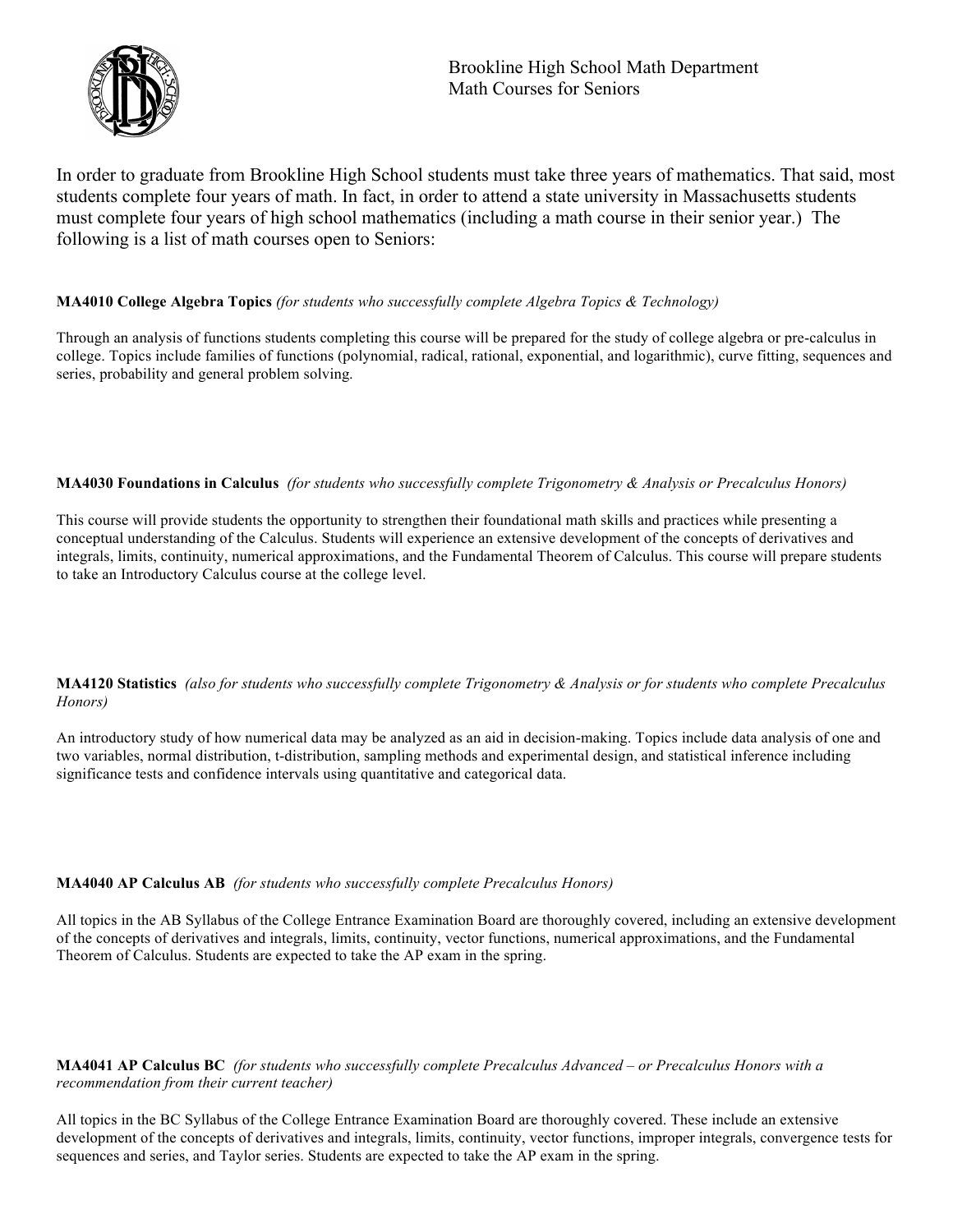Brookline High School Math Department
Math Courses for Seniors

In order to graduate from Brookline High School students must take three years of mathematics. That said, most students complete four years of math. In fact, in order to attend a state university in Massachusetts students must complete four years of high school mathematics (including a math course in their senior year.) The following is a list of math courses open to Seniors:

**MA4010 College Algebra Topics** *(for students who successfully complete Algebra Topics & Technology)*

Through an analysis of functions students completing this course will be prepared for the study of college algebra or pre-calculus in college. Topics include families of functions (polynomial, radical, rational, exponential, and logarithmic), curve fitting, sequences and series, probability and general problem solving.

**MA4030 Foundations in Calculus** *(for students who successfully complete Trigonometry & Analysis or Precalculus Honors)*

This course will provide students the opportunity to strengthen their foundational math skills and practices while presenting a conceptual understanding of the Calculus. Students will experience an extensive development of the concepts of derivatives and integrals, limits, continuity, numerical approximations, and the Fundamental Theorem of Calculus. This course will prepare students to take an Introductory Calculus course at the college level.

**MA4120 Statistics** *(also for students who successfully complete Trigonometry & Analysis or for students who complete Precalculus Honors)*

An introductory study of how numerical data may be analyzed as an aid in decision-making. Topics include data analysis of one and two variables, normal distribution, t-distribution, sampling methods and experimental design, and statistical inference including significance tests and confidence intervals using quantitative and categorical data.

**MA4040 AP Calculus AB** *(for students who successfully complete Precalculus Honors)*

All topics in the AB Syllabus of the College Entrance Examination Board are thoroughly covered, including an extensive development of the concepts of derivatives and integrals, limits, continuity, vector functions, numerical approximations, and the Fundamental Theorem of Calculus. Students are expected to take the AP exam in the spring.

**MA4041 AP Calculus BC** *(for students who successfully complete Precalculus Advanced – or Precalculus Honors with a recommendation from their current teacher)*

All topics in the BC Syllabus of the College Entrance Examination Board are thoroughly covered. These include an extensive development of the concepts of derivatives and integrals, limits, continuity, vector functions, improper integrals, convergence tests for sequences and series, and Taylor series. Students are expected to take the AP exam in the spring.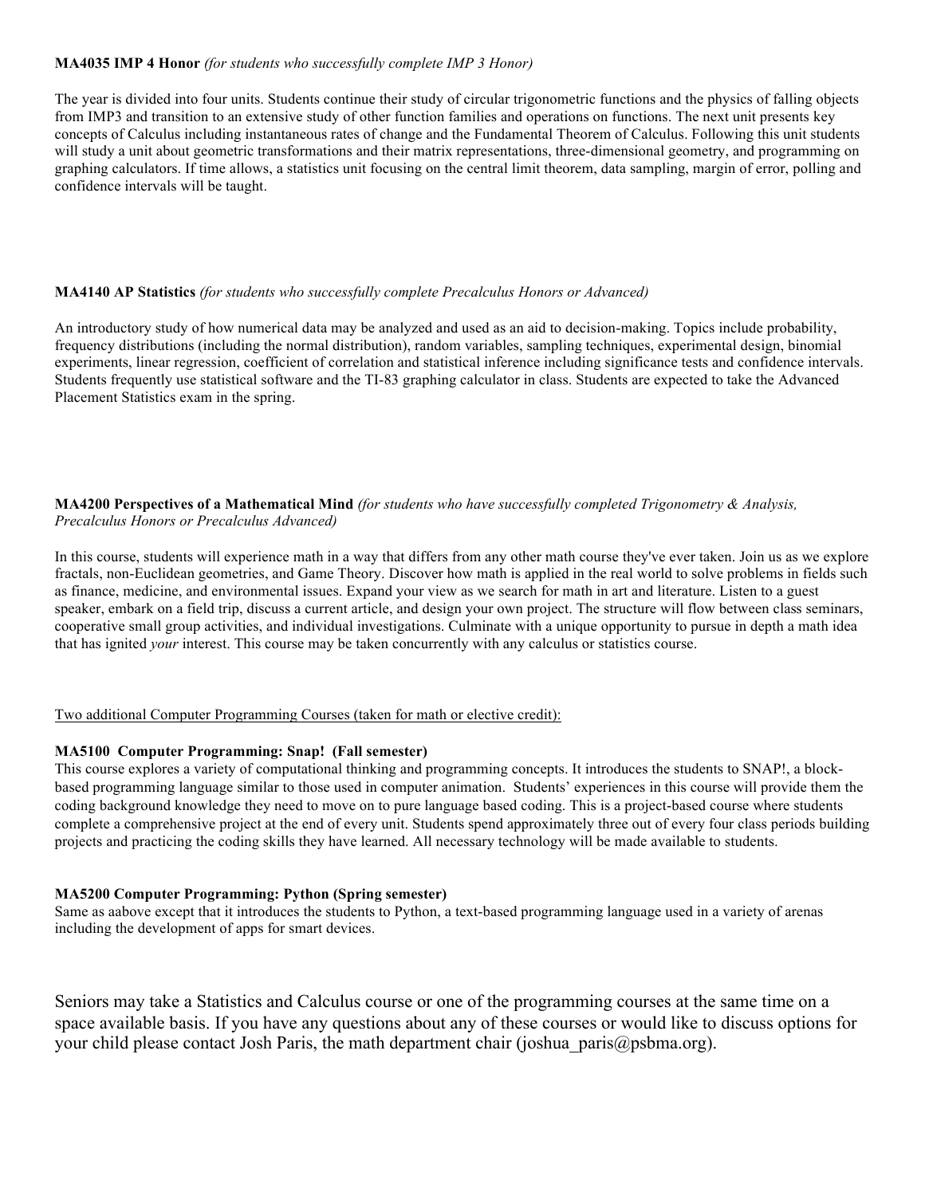**MA4035 IMP 4 Honor** *(for students who successfully complete IMP 3 Honor)*

The year is divided into four units. Students continue their study of circular trigonometric functions and the physics of falling objects from IMP3 and transition to an extensive study of other function families and operations on functions. The next unit presents key concepts of Calculus including instantaneous rates of change and the Fundamental Theorem of Calculus. Following this unit students will study a unit about geometric transformations and their matrix representations, three-dimensional geometry, and programming on graphing calculators. If time allows, a statistics unit focusing on the central limit theorem, data sampling, margin of error, polling and confidence intervals will be taught.

**MA4140 AP Statistics** *(for students who successfully complete Precalculus Honors or Advanced)*

An introductory study of how numerical data may be analyzed and used as an aid to decision-making. Topics include probability, frequency distributions (including the normal distribution), random variables, sampling techniques, experimental design, binomial experiments, linear regression, coefficient of correlation and statistical inference including significance tests and confidence intervals. Students frequently use statistical software and the TI-83 graphing calculator in class. Students are expected to take the Advanced Placement Statistics exam in the spring.

**MA4200 Perspectives of a Mathematical Mind** *(for students who have successfully completed Trigonometry & Analysis, Precalculus Honors or Precalculus Advanced)*

In this course, students will experience math in a way that differs from any other math course they've ever taken. Join us as we explore fractals, non-Euclidean geometries, and Game Theory. Discover how math is applied in the real world to solve problems in fields such as finance, medicine, and environmental issues. Expand your view as we search for math in art and literature. Listen to a guest speaker, embark on a field trip, discuss a current article, and design your own project. The structure will flow between class seminars, cooperative small group activities, and individual investigations. Culminate with a unique opportunity to pursue in depth a math idea that has ignited *your* interest. This course may be taken concurrently with any calculus or statistics course.

<u>Two additional Computer Programming Courses (taken for math or elective credit):</u>

**MA5100 Computer Programming: Snap! (Fall semester)**
This course explores a variety of computational thinking and programming concepts. It introduces the students to SNAP!, a block-based programming language similar to those used in computer animation. Students' experiences in this course will provide them the coding background knowledge they need to move on to pure language based coding. This is a project-based course where students complete a comprehensive project at the end of every unit. Students spend approximately three out of every four class periods building projects and practicing the coding skills they have learned. All necessary technology will be made available to students.

**MA5200 Computer Programming: Python (Spring semester)**
Same as aabove except that it introduces the students to Python, a text-based programming language used in a variety of arenas including the development of apps for smart devices.

Seniors may take a Statistics and Calculus course or one of the programming courses at the same time on a space available basis. If you have any questions about any of these courses or would like to discuss options for your child please contact Josh Paris, the math department chair (joshua_paris@psbma.org).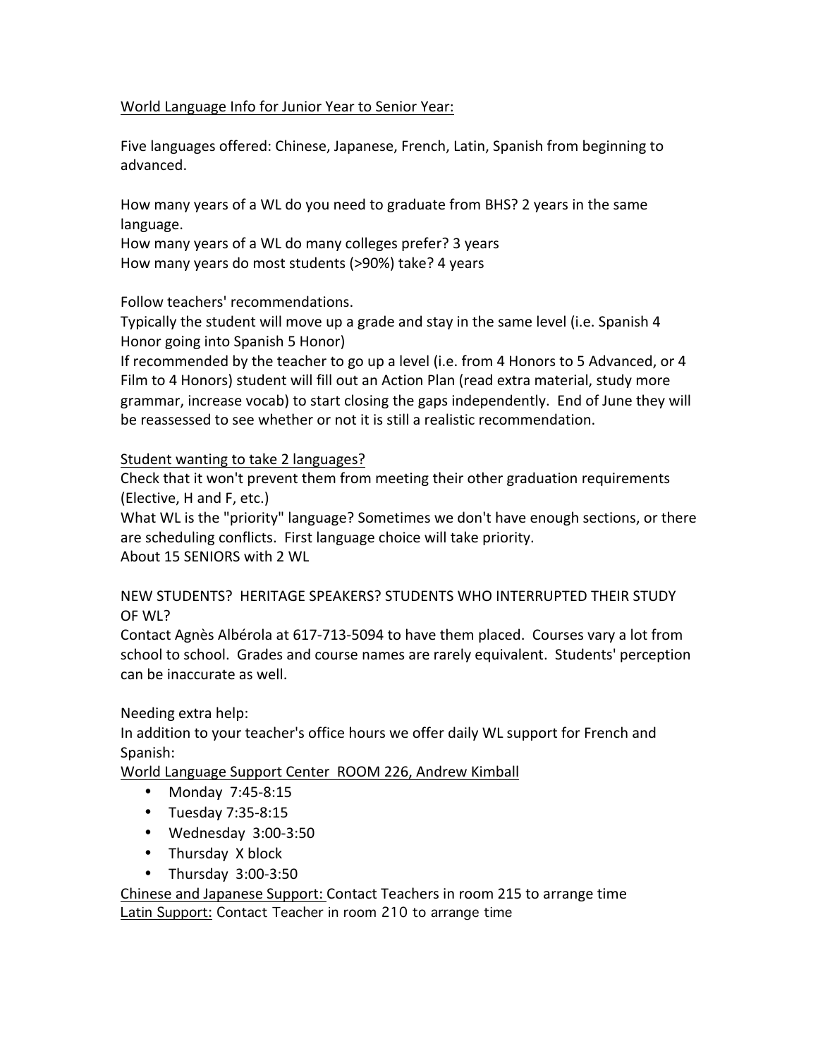World Language Info for Junior Year to Senior Year:

Five languages offered: Chinese, Japanese, French, Latin, Spanish from beginning to advanced.

How many years of a WL do you need to graduate from BHS? 2 years in the same language.
How many years of a WL do many colleges prefer? 3 years
How many years do most students (>90%) take? 4 years

Follow teachers' recommendations.
Typically the student will move up a grade and stay in the same level (i.e. Spanish 4 Honor going into Spanish 5 Honor)
If recommended by the teacher to go up a level (i.e. from 4 Honors to 5 Advanced, or 4 Film to 4 Honors) student will fill out an Action Plan (read extra material, study more grammar, increase vocab) to start closing the gaps independently. End of June they will be reassessed to see whether or not it is still a realistic recommendation.

Student wanting to take 2 languages?
Check that it won't prevent them from meeting their other graduation requirements (Elective, H and F, etc.)
What WL is the "priority" language? Sometimes we don't have enough sections, or there are scheduling conflicts. First language choice will take priority.
About 15 SENIORS with 2 WL

NEW STUDENTS? HERITAGE SPEAKERS? STUDENTS WHO INTERRUPTED THEIR STUDY OF WL?
Contact Agnès Albérola at 617-713-5094 to have them placed. Courses vary a lot from school to school. Grades and course names are rarely equivalent. Students' perception can be inaccurate as well.

Needing extra help:
In addition to your teacher's office hours we offer daily WL support for French and Spanish:
World Language Support Center ROOM 226, Andrew Kimball

- Monday 7:45-8:15
- Tuesday 7:35-8:15
- Wednesday 3:00-3:50
- Thursday X block
- Thursday 3:00-3:50

Chinese and Japanese Support: Contact Teachers in room 215 to arrange time
Latin Support: Contact Teacher in room 210 to arrange time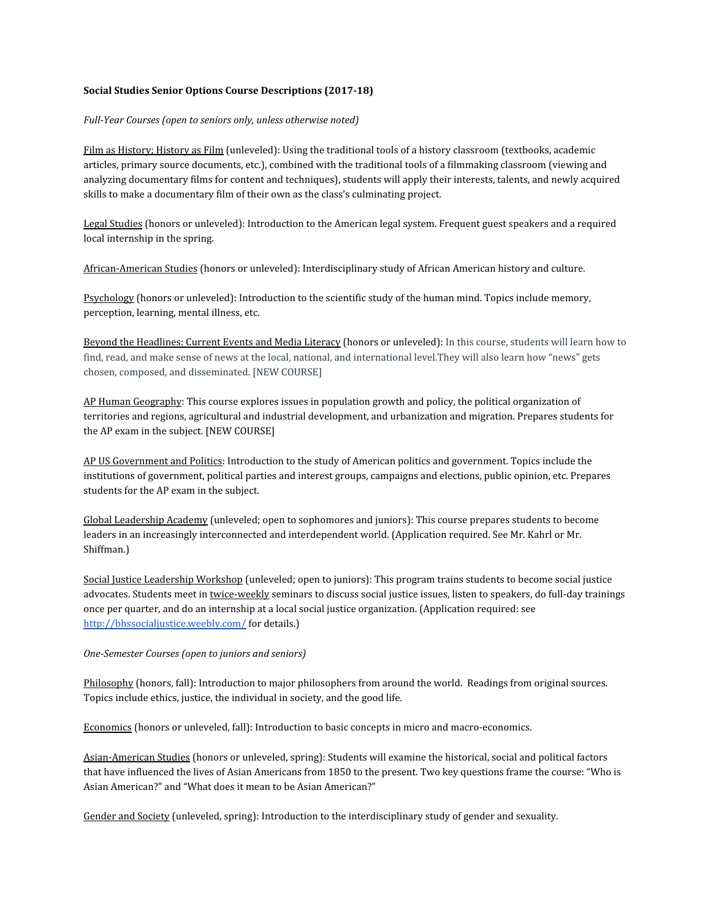**Social Studies Senior Options Course Descriptions (2017-18)**

*Full-Year Courses (open to seniors only, unless otherwise noted)*

Film as History; History as Film (unleveled): Using the traditional tools of a history classroom (textbooks, academic articles, primary source documents, etc.), combined with the traditional tools of a filmmaking classroom (viewing and analyzing documentary films for content and techniques), students will apply their interests, talents, and newly acquired skills to make a documentary film of their own as the class's culminating project.

Legal Studies (honors or unleveled): Introduction to the American legal system. Frequent guest speakers and a required local internship in the spring.

African-American Studies (honors or unleveled): Interdisciplinary study of African American history and culture.

Psychology (honors or unleveled): Introduction to the scientific study of the human mind. Topics include memory, perception, learning, mental illness, etc.

Beyond the Headlines: Current Events and Media Literacy (honors or unleveled): In this course, students will learn how to find, read, and make sense of news at the local, national, and international level.They will also learn how "news" gets chosen, composed, and disseminated. [NEW COURSE]

AP Human Geography: This course explores issues in population growth and policy, the political organization of territories and regions, agricultural and industrial development, and urbanization and migration. Prepares students for the AP exam in the subject. [NEW COURSE]

AP US Government and Politics: Introduction to the study of American politics and government. Topics include the institutions of government, political parties and interest groups, campaigns and elections, public opinion, etc. Prepares students for the AP exam in the subject.

Global Leadership Academy (unleveled; open to sophomores and juniors): This course prepares students to become leaders in an increasingly interconnected and interdependent world. (Application required. See Mr. Kahrl or Mr. Shiffman.)

Social Justice Leadership Workshop (unleveled; open to juniors): This program trains students to become social justice advocates. Students meet in twice-weekly seminars to discuss social justice issues, listen to speakers, do full-day trainings once per quarter, and do an internship at a local social justice organization. (Application required: see http://bhssocialjustice.weebly.com/ for details.)

*One-Semester Courses (open to juniors and seniors)*

Philosophy (honors, fall): Introduction to major philosophers from around the world. Readings from original sources. Topics include ethics, justice, the individual in society, and the good life.

Economics (honors or unleveled, fall): Introduction to basic concepts in micro and macro-economics.

Asian-American Studies (honors or unleveled, spring): Students will examine the historical, social and political factors that have influenced the lives of Asian Americans from 1850 to the present. Two key questions frame the course: "Who is Asian American?" and "What does it mean to be Asian American?"

Gender and Society (unleveled, spring): Introduction to the interdisciplinary study of gender and sexuality.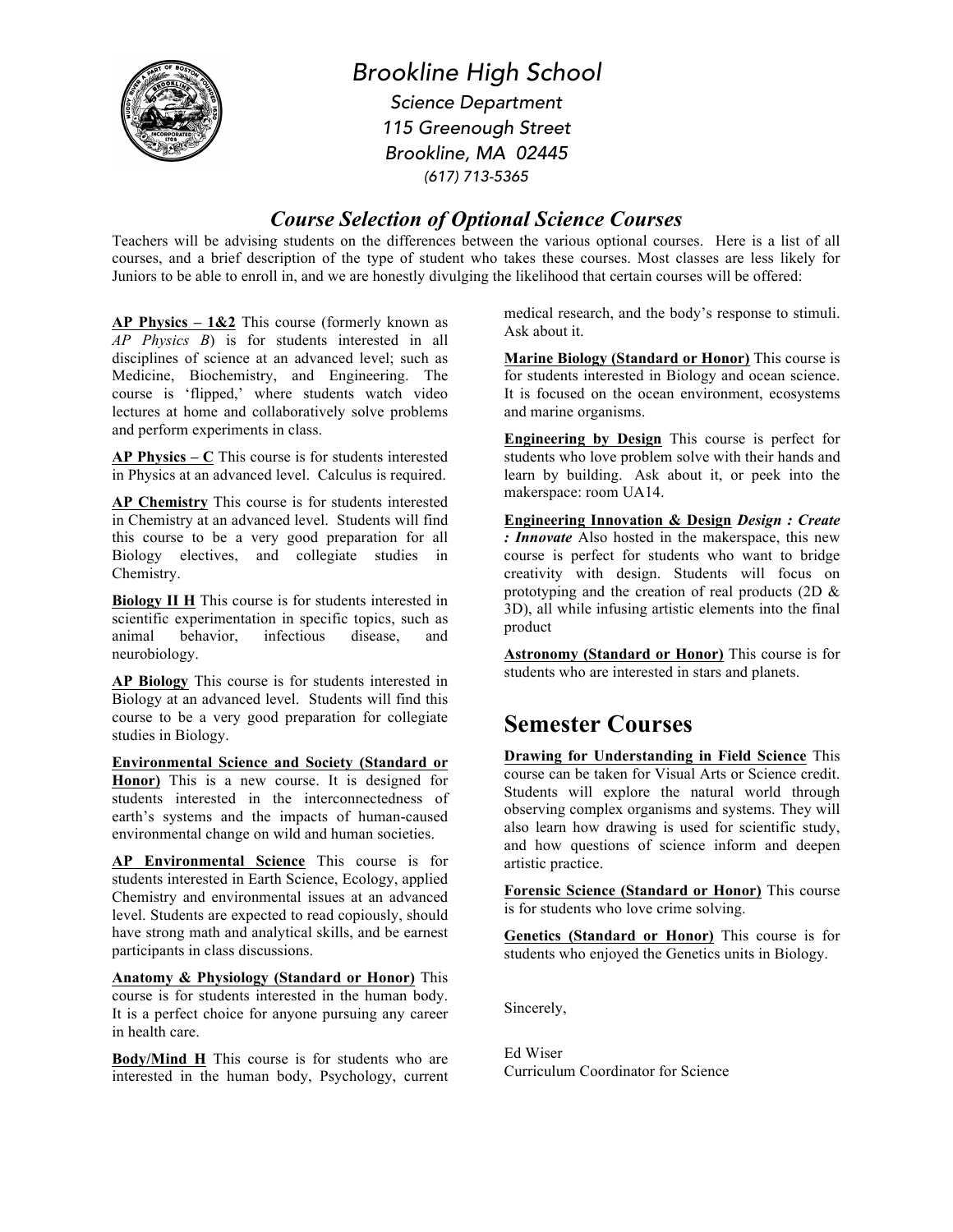# Brookline High School

*Science Department*
*115 Greenough Street*
*Brookline, MA 02445*
*(617) 713-5365*

## *Course Selection of Optional Science Courses*

Teachers will be advising students on the differences between the various optional courses. Here is a list of all courses, and a brief description of the type of student who takes these courses. Most classes are less likely for Juniors to be able to enroll in, and we are honestly divulging the likelihood that certain courses will be offered:

**AP Physics – 1&2** This course (formerly known as *AP Physics B*) is for students interested in all disciplines of science at an advanced level; such as Medicine, Biochemistry, and Engineering. The course is 'flipped,' where students watch video lectures at home and collaboratively solve problems and perform experiments in class.

**AP Physics – C** This course is for students interested in Physics at an advanced level. Calculus is required.

**AP Chemistry** This course is for students interested in Chemistry at an advanced level. Students will find this course to be a very good preparation for all Biology electives, and collegiate studies in Chemistry.

**Biology II H** This course is for students interested in scientific experimentation in specific topics, such as animal behavior, infectious disease, and neurobiology.

**AP Biology** This course is for students interested in Biology at an advanced level. Students will find this course to be a very good preparation for collegiate studies in Biology.

**Environmental Science and Society (Standard or Honor)** This is a new course. It is designed for students interested in the interconnectedness of earth's systems and the impacts of human-caused environmental change on wild and human societies.

**AP Environmental Science** This course is for students interested in Earth Science, Ecology, applied Chemistry and environmental issues at an advanced level. Students are expected to read copiously, should have strong math and analytical skills, and be earnest participants in class discussions.

**Anatomy & Physiology (Standard or Honor)** This course is for students interested in the human body. It is a perfect choice for anyone pursuing any career in health care.

**Body/Mind H** This course is for students who are interested in the human body, Psychology, current medical research, and the body's response to stimuli. Ask about it.

**Marine Biology (Standard or Honor)** This course is for students interested in Biology and ocean science. It is focused on the ocean environment, ecosystems and marine organisms.

**Engineering by Design** This course is perfect for students who love problem solve with their hands and learn by building. Ask about it, or peek into the makerspace: room UA14.

**Engineering Innovation & Design** ***Design : Create : Innovate*** Also hosted in the makerspace, this new course is perfect for students who want to bridge creativity with design. Students will focus on prototyping and the creation of real products (2D & 3D), all while infusing artistic elements into the final product

**Astronomy (Standard or Honor)** This course is for students who are interested in stars and planets.

## Semester Courses

**Drawing for Understanding in Field Science** This course can be taken for Visual Arts or Science credit. Students will explore the natural world through observing complex organisms and systems. They will also learn how drawing is used for scientific study, and how questions of science inform and deepen artistic practice.

**Forensic Science (Standard or Honor)** This course is for students who love crime solving.

**Genetics (Standard or Honor)** This course is for students who enjoyed the Genetics units in Biology.

Sincerely,

Ed Wiser
Curriculum Coordinator for Science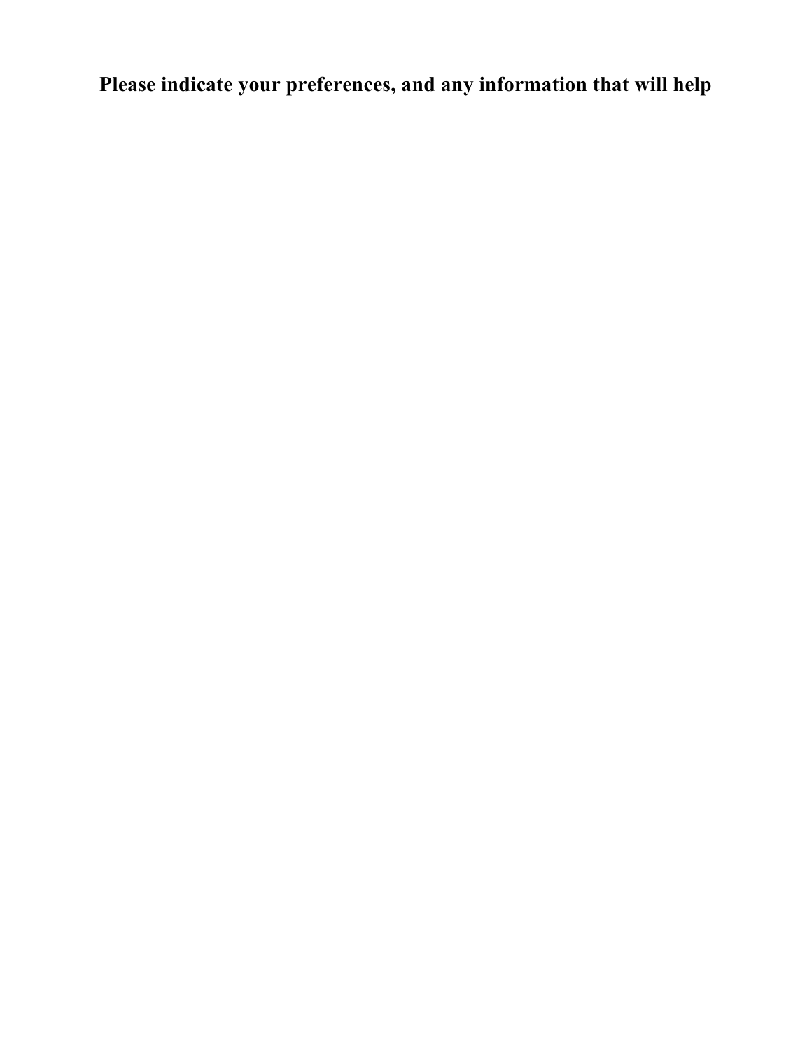**Please indicate your preferences, and any information that will help**